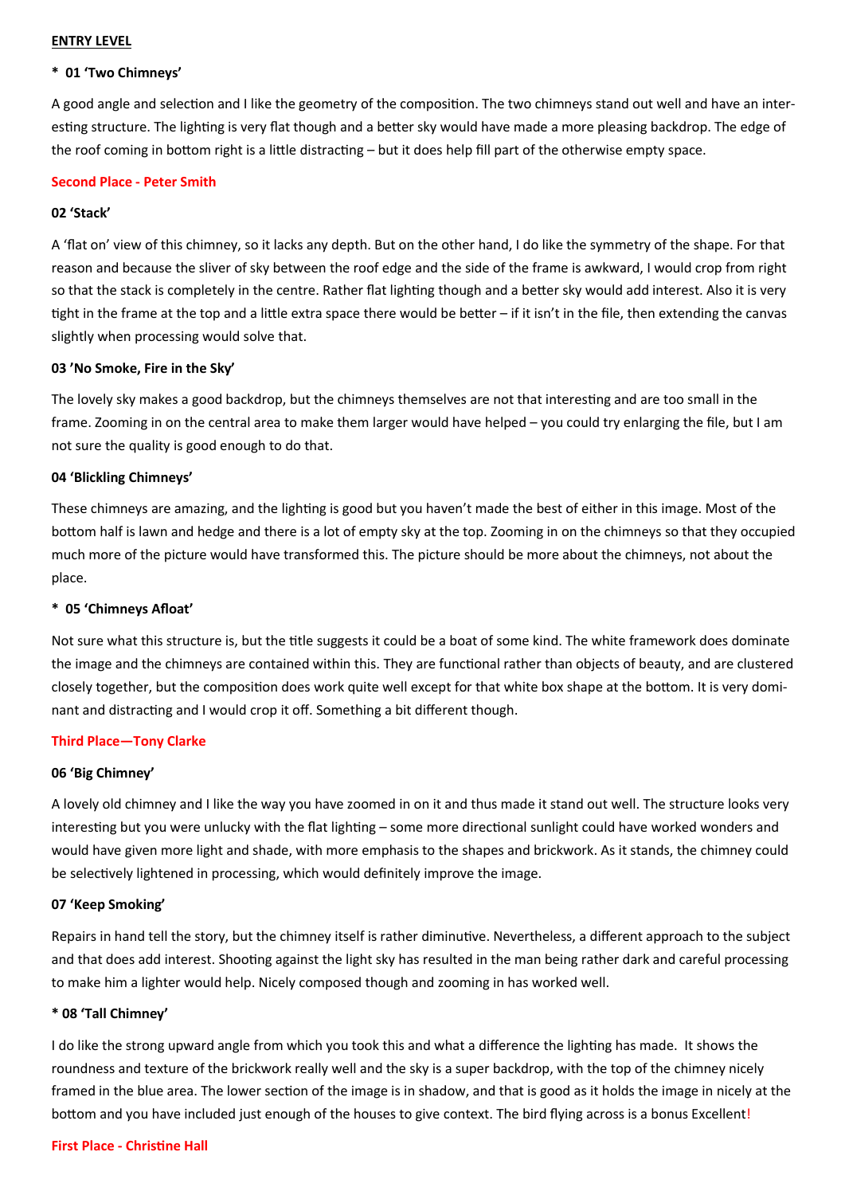**ENTRY LEVEL**

**\* 01 'Two Chimneys'**

A good angle and selection and I like the geometry of the composition. The two chimneys stand out well and have an interesting structure. The lighting is very flat though and a better sky would have made a more pleasing backdrop. The edge of the roof coming in bottom right is a little distracting – but it does help fill part of the otherwise empty space.

**Second Place - Peter Smith**

**02 'Stack'**

A 'flat on' view of this chimney, so it lacks any depth. But on the other hand, I do like the symmetry of the shape. For that reason and because the sliver of sky between the roof edge and the side of the frame is awkward, I would crop from right so that the stack is completely in the centre. Rather flat lighting though and a better sky would add interest. Also it is very tight in the frame at the top and a little extra space there would be better – if it isn't in the file, then extending the canvas slightly when processing would solve that.

**03 'No Smoke, Fire in the Sky'**

The lovely sky makes a good backdrop, but the chimneys themselves are not that interesting and are too small in the frame. Zooming in on the central area to make them larger would have helped – you could try enlarging the file, but I am not sure the quality is good enough to do that.

**04 'Blickling Chimneys'**

These chimneys are amazing, and the lighting is good but you haven't made the best of either in this image. Most of the bottom half is lawn and hedge and there is a lot of empty sky at the top. Zooming in on the chimneys so that they occupied much more of the picture would have transformed this. The picture should be more about the chimneys, not about the place.

**\* 05 'Chimneys Afloat'**

Not sure what this structure is, but the title suggests it could be a boat of some kind. The white framework does dominate the image and the chimneys are contained within this. They are functional rather than objects of beauty, and are clustered closely together, but the composition does work quite well except for that white box shape at the bottom. It is very dominant and distracting and I would crop it off. Something a bit different though.

**Third Place—Tony Clarke**

**06 'Big Chimney'**

A lovely old chimney and I like the way you have zoomed in on it and thus made it stand out well. The structure looks very interesting but you were unlucky with the flat lighting – some more directional sunlight could have worked wonders and would have given more light and shade, with more emphasis to the shapes and brickwork. As it stands, the chimney could be selectively lightened in processing, which would definitely improve the image.

**07 'Keep Smoking'**

Repairs in hand tell the story, but the chimney itself is rather diminutive. Nevertheless, a different approach to the subject and that does add interest. Shooting against the light sky has resulted in the man being rather dark and careful processing to make him a lighter would help. Nicely composed though and zooming in has worked well.

**\* 08 'Tall Chimney'**

I do like the strong upward angle from which you took this and what a difference the lighting has made. It shows the roundness and texture of the brickwork really well and the sky is a super backdrop, with the top of the chimney nicely framed in the blue area. The lower section of the image is in shadow, and that is good as it holds the image in nicely at the bottom and you have included just enough of the houses to give context. The bird flying across is a bonus Excellent!

**First Place - Christine Hall**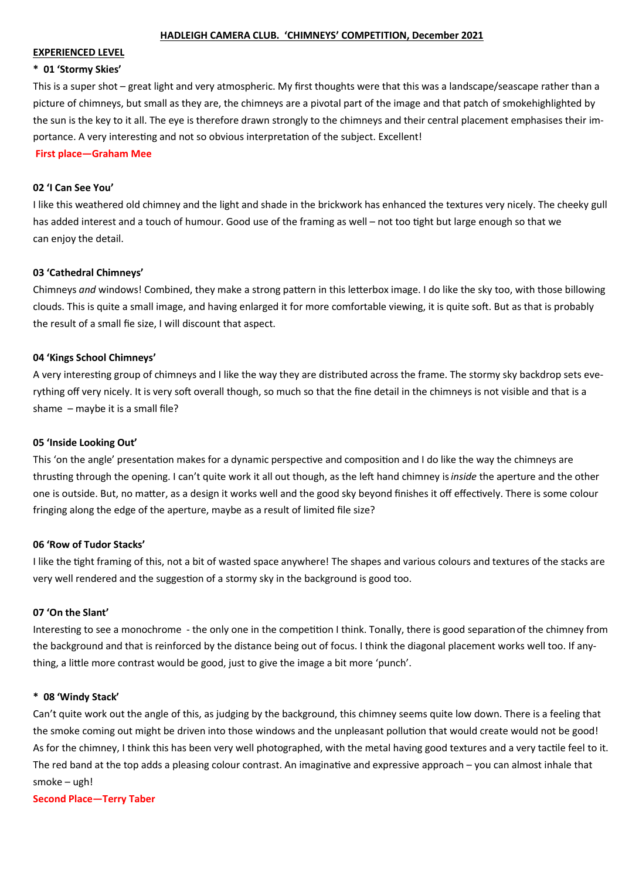**HADLEIGH CAMERA CLUB. 'CHIMNEYS' COMPETITION, December 2021**

**EXPERIENCED LEVEL**

**\* 01 'Stormy Skies'**

This is a super shot – great light and very atmospheric. My first thoughts were that this was a landscape/seascape rather than a picture of chimneys, but small as they are, the chimneys are a pivotal part of the image and that patch of smokehighlighted by the sun is the key to it all. The eye is therefore drawn strongly to the chimneys and their central placement emphasises their importance. A very interesting and not so obvious interpretation of the subject. Excellent!

**First place—Graham Mee**

**02 'I Can See You'**

I like this weathered old chimney and the light and shade in the brickwork has enhanced the textures very nicely. The cheeky gull has added interest and a touch of humour. Good use of the framing as well – not too tight but large enough so that we can enjoy the detail.

**03 'Cathedral Chimneys'**

Chimneys *and* windows! Combined, they make a strong pattern in this letterbox image. I do like the sky too, with those billowing clouds. This is quite a small image, and having enlarged it for more comfortable viewing, it is quite soft. But as that is probably the result of a small fie size, I will discount that aspect.

**04 'Kings School Chimneys'**

A very interesting group of chimneys and I like the way they are distributed across the frame. The stormy sky backdrop sets everything off very nicely. It is very soft overall though, so much so that the fine detail in the chimneys is not visible and that is a shame – maybe it is a small file?

**05 'Inside Looking Out'**

This 'on the angle' presentation makes for a dynamic perspective and composition and I do like the way the chimneys are thrusting through the opening. I can't quite work it all out though, as the left hand chimney is *inside* the aperture and the other one is outside. But, no matter, as a design it works well and the good sky beyond finishes it off effectively. There is some colour fringing along the edge of the aperture, maybe as a result of limited file size?

**06 'Row of Tudor Stacks'**

I like the tight framing of this, not a bit of wasted space anywhere! The shapes and various colours and textures of the stacks are very well rendered and the suggestion of a stormy sky in the background is good too.

**07 'On the Slant'**

Interesting to see a monochrome - the only one in the competition I think. Tonally, there is good separation of the chimney from the background and that is reinforced by the distance being out of focus. I think the diagonal placement works well too. If anything, a little more contrast would be good, just to give the image a bit more 'punch'.

**\* 08 'Windy Stack'**

Can't quite work out the angle of this, as judging by the background, this chimney seems quite low down. There is a feeling that the smoke coming out might be driven into those windows and the unpleasant pollution that would create would not be good! As for the chimney, I think this has been very well photographed, with the metal having good textures and a very tactile feel to it. The red band at the top adds a pleasing colour contrast. An imaginative and expressive approach – you can almost inhale that smoke – ugh!

**Second Place—Terry Taber**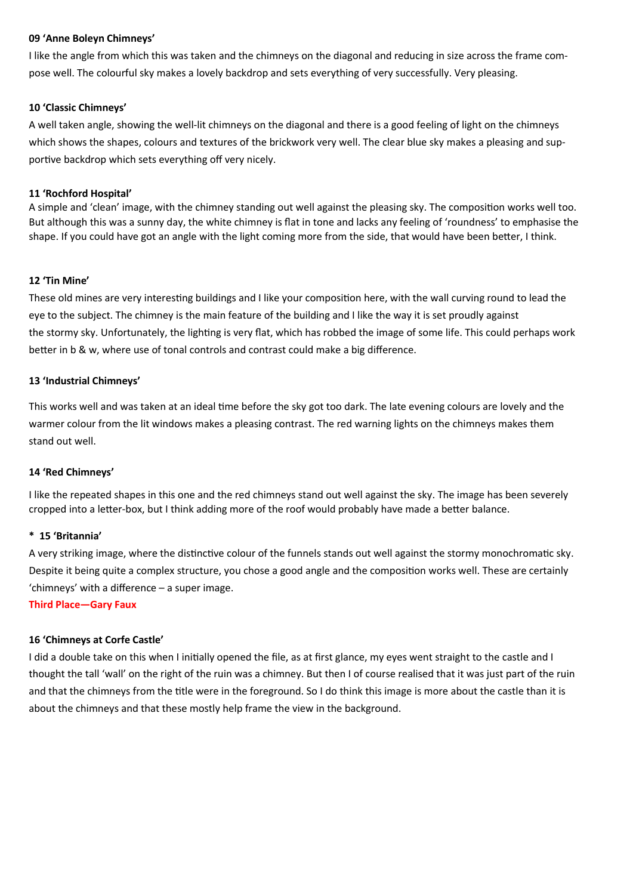**09 'Anne Boleyn Chimneys'**

I like the angle from which this was taken and the chimneys on the diagonal and reducing in size across the frame compose well. The colourful sky makes a lovely backdrop and sets everything of very successfully. Very pleasing.

**10 'Classic Chimneys'**

A well taken angle, showing the well-lit chimneys on the diagonal and there is a good feeling of light on the chimneys which shows the shapes, colours and textures of the brickwork very well. The clear blue sky makes a pleasing and supportive backdrop which sets everything off very nicely.

**11 'Rochford Hospital'**

A simple and 'clean' image, with the chimney standing out well against the pleasing sky. The composition works well too. But although this was a sunny day, the white chimney is flat in tone and lacks any feeling of 'roundness' to emphasise the shape. If you could have got an angle with the light coming more from the side, that would have been better, I think.

**12 'Tin Mine'**

These old mines are very interesting buildings and I like your composition here, with the wall curving round to lead the eye to the subject. The chimney is the main feature of the building and I like the way it is set proudly against the stormy sky. Unfortunately, the lighting is very flat, which has robbed the image of some life. This could perhaps work better in b & w, where use of tonal controls and contrast could make a big difference.

**13 'Industrial Chimneys'**

This works well and was taken at an ideal time before the sky got too dark. The late evening colours are lovely and the warmer colour from the lit windows makes a pleasing contrast. The red warning lights on the chimneys makes them stand out well.

**14 'Red Chimneys'**

I like the repeated shapes in this one and the red chimneys stand out well against the sky. The image has been severely cropped into a letter-box, but I think adding more of the roof would probably have made a better balance.

**\* 15 'Britannia'**

A very striking image, where the distinctive colour of the funnels stands out well against the stormy monochromatic sky. Despite it being quite a complex structure, you chose a good angle and the composition works well. These are certainly 'chimneys' with a difference – a super image.

**Third Place—Gary Faux**

**16 'Chimneys at Corfe Castle'**

I did a double take on this when I initially opened the file, as at first glance, my eyes went straight to the castle and I thought the tall 'wall' on the right of the ruin was a chimney. But then I of course realised that it was just part of the ruin and that the chimneys from the title were in the foreground. So I do think this image is more about the castle than it is about the chimneys and that these mostly help frame the view in the background.